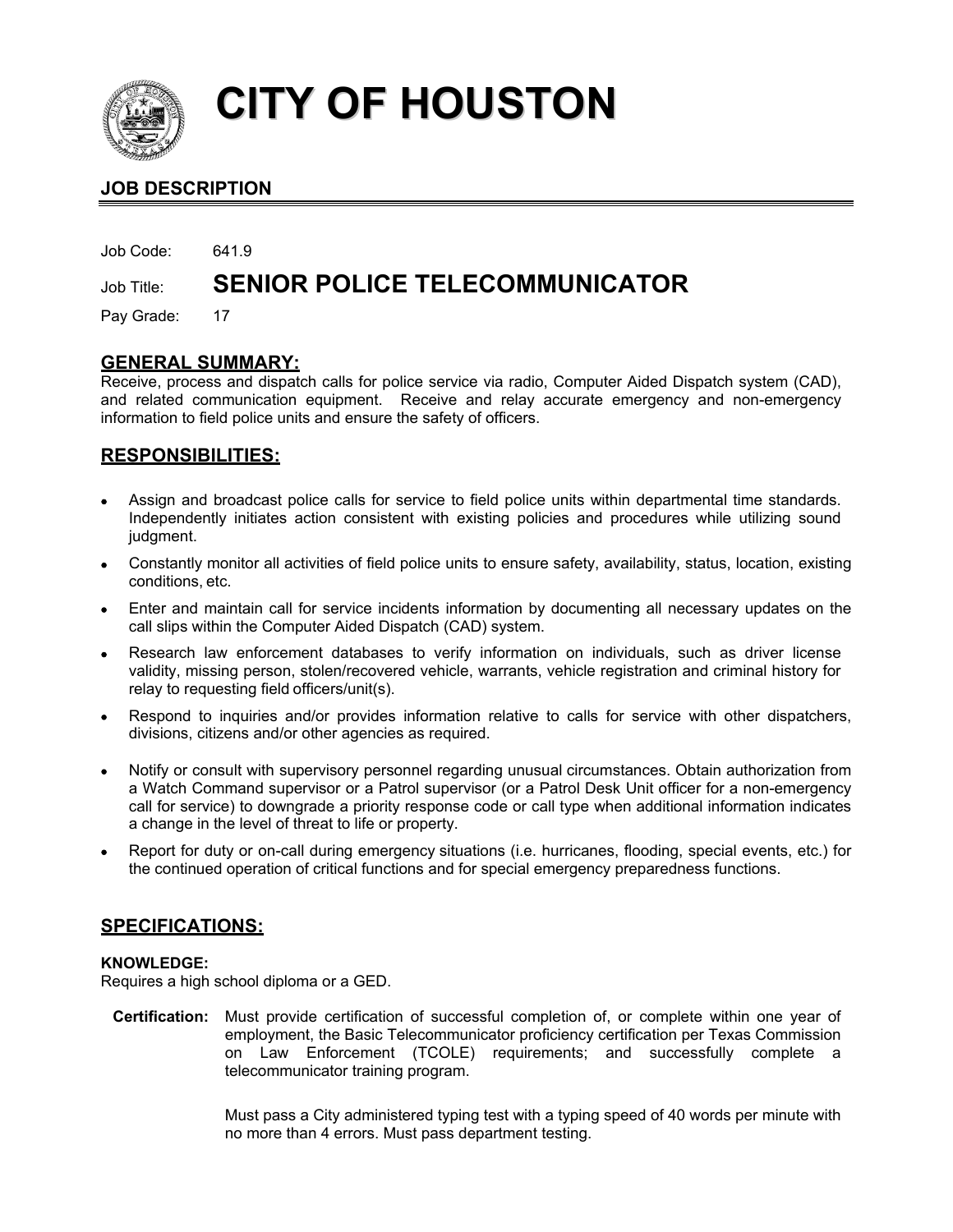# CITY OF HOUSTON

## JOB DESCRIPTION

Job Code: 641.9

Job Title: **SENIOR POLICE TELECOMMUNICATOR**

Pay Grade: 17

## GENERAL SUMMARY:

Receive, process and dispatch calls for police service via radio, Computer Aided Dispatch system (CAD), and related communication equipment. Receive and relay accurate emergency and non-emergency information to field police units and ensure the safety of officers.

## RESPONSIBILITIES:

- Assign and broadcast police calls for service to field police units within departmental time standards. Independently initiates action consistent with existing policies and procedures while utilizing sound judgment.
- Constantly monitor all activities of field police units to ensure safety, availability, status, location, existing conditions, etc.
- Enter and maintain call for service incidents information by documenting all necessary updates on the call slips within the Computer Aided Dispatch (CAD) system.
- Research law enforcement databases to verify information on individuals, such as driver license validity, missing person, stolen/recovered vehicle, warrants, vehicle registration and criminal history for relay to requesting field officers/unit(s).
- Respond to inquiries and/or provides information relative to calls for service with other dispatchers, divisions, citizens and/or other agencies as required.
- Notify or consult with supervisory personnel regarding unusual circumstances. Obtain authorization from a Watch Command supervisor or a Patrol supervisor (or a Patrol Desk Unit officer for a non-emergency call for service) to downgrade a priority response code or call type when additional information indicates a change in the level of threat to life or property.
- Report for duty or on-call during emergency situations (i.e. hurricanes, flooding, special events, etc.) for the continued operation of critical functions and for special emergency preparedness functions.

## SPECIFICATIONS:

### KNOWLEDGE:

Requires a high school diploma or a GED.

**Certification:** Must provide certification of successful completion of, or complete within one year of employment, the Basic Telecommunicator proficiency certification per Texas Commission on Law Enforcement (TCOLE) requirements; and successfully complete a telecommunicator training program.

Must pass a City administered typing test with a typing speed of 40 words per minute with no more than 4 errors. Must pass department testing.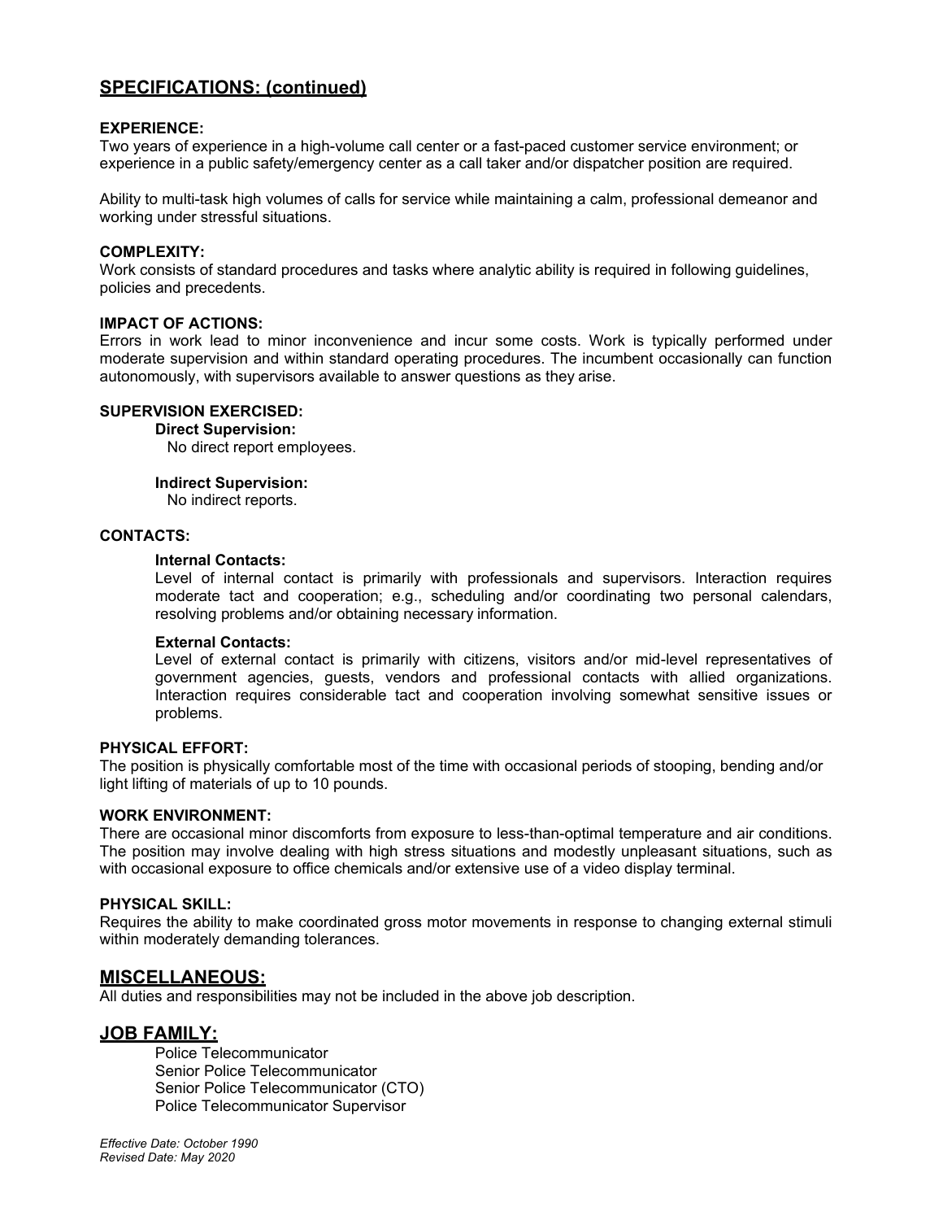## SPECIFICATIONS: (continued)

**EXPERIENCE:**
Two years of experience in a high-volume call center or a fast-paced customer service environment; or experience in a public safety/emergency center as a call taker and/or dispatcher position are required.

Ability to multi-task high volumes of calls for service while maintaining a calm, professional demeanor and working under stressful situations.

**COMPLEXITY:**
Work consists of standard procedures and tasks where analytic ability is required in following guidelines, policies and precedents.

**IMPACT OF ACTIONS:**
Errors in work lead to minor inconvenience and incur some costs. Work is typically performed under moderate supervision and within standard operating procedures. The incumbent occasionally can function autonomously, with supervisors available to answer questions as they arise.

**SUPERVISION EXERCISED:**

**Direct Supervision:**
No direct report employees.

**Indirect Supervision:**
No indirect reports.

**CONTACTS:**

**Internal Contacts:**
Level of internal contact is primarily with professionals and supervisors. Interaction requires moderate tact and cooperation; e.g., scheduling and/or coordinating two personal calendars, resolving problems and/or obtaining necessary information.

**External Contacts:**
Level of external contact is primarily with citizens, visitors and/or mid-level representatives of government agencies, guests, vendors and professional contacts with allied organizations. Interaction requires considerable tact and cooperation involving somewhat sensitive issues or problems.

**PHYSICAL EFFORT:**
The position is physically comfortable most of the time with occasional periods of stooping, bending and/or light lifting of materials of up to 10 pounds.

**WORK ENVIRONMENT:**
There are occasional minor discomforts from exposure to less-than-optimal temperature and air conditions. The position may involve dealing with high stress situations and modestly unpleasant situations, such as with occasional exposure to office chemicals and/or extensive use of a video display terminal.

**PHYSICAL SKILL:**
Requires the ability to make coordinated gross motor movements in response to changing external stimuli within moderately demanding tolerances.

## MISCELLANEOUS:

All duties and responsibilities may not be included in the above job description.

## JOB FAMILY:

Police Telecommunicator
Senior Police Telecommunicator
Senior Police Telecommunicator (CTO)
Police Telecommunicator Supervisor

*Effective Date: October 1990*
*Revised Date: May 2020*